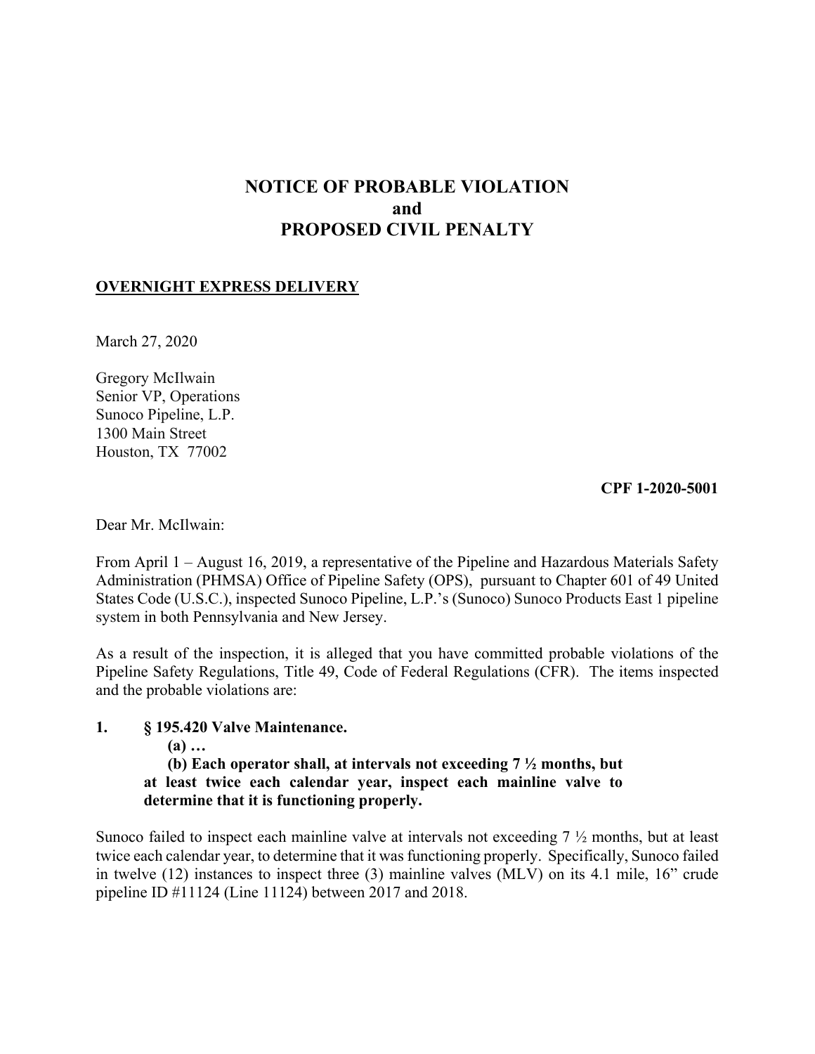# NOTICE OF PROBABLE VIOLATION
# and
# PROPOSED CIVIL PENALTY

**OVERNIGHT EXPRESS DELIVERY**

March 27, 2020

Gregory McIlwain
Senior VP, Operations
Sunoco Pipeline, L.P.
1300 Main Street
Houston, TX 77002

**CPF 1-2020-5001**

Dear Mr. McIlwain:

From April 1 – August 16, 2019, a representative of the Pipeline and Hazardous Materials Safety Administration (PHMSA) Office of Pipeline Safety (OPS), pursuant to Chapter 601 of 49 United States Code (U.S.C.), inspected Sunoco Pipeline, L.P.'s (Sunoco) Sunoco Products East 1 pipeline system in both Pennsylvania and New Jersey.

As a result of the inspection, it is alleged that you have committed probable violations of the Pipeline Safety Regulations, Title 49, Code of Federal Regulations (CFR). The items inspected and the probable violations are:

**1. § 195.420 Valve Maintenance.**

**(a) …**

**(b) Each operator shall, at intervals not exceeding 7 ½ months, but at least twice each calendar year, inspect each mainline valve to determine that it is functioning properly.**

Sunoco failed to inspect each mainline valve at intervals not exceeding 7 ½ months, but at least twice each calendar year, to determine that it was functioning properly. Specifically, Sunoco failed in twelve (12) instances to inspect three (3) mainline valves (MLV) on its 4.1 mile, 16" crude pipeline ID #11124 (Line 11124) between 2017 and 2018.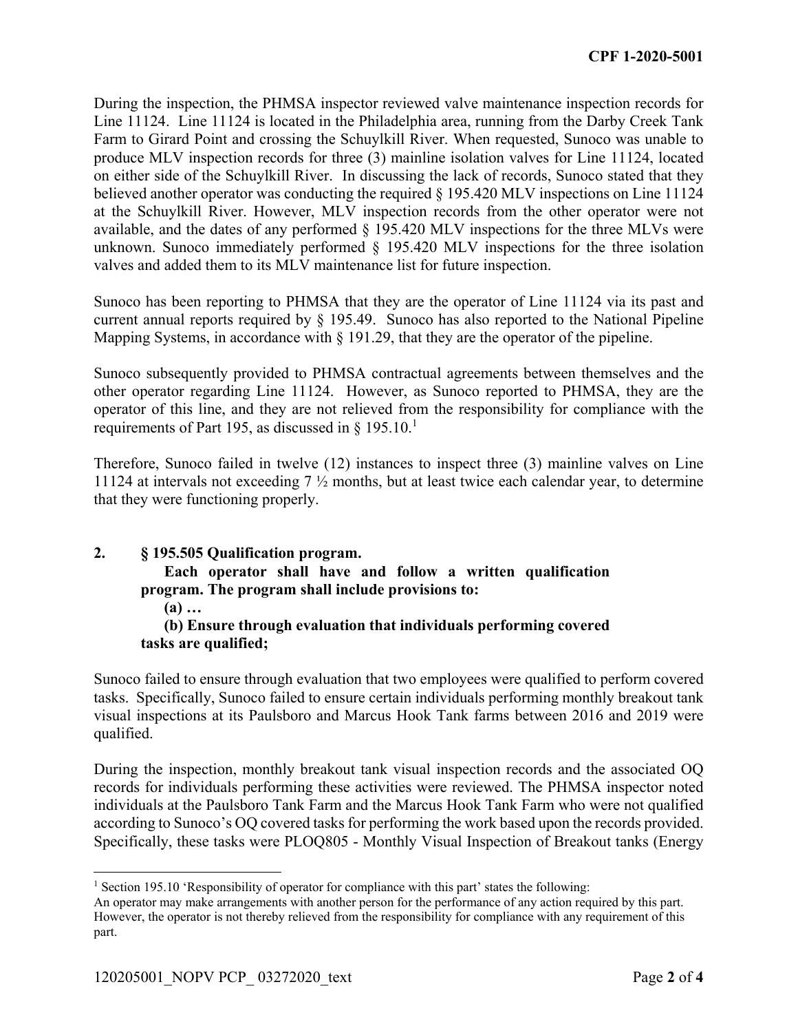During the inspection, the PHMSA inspector reviewed valve maintenance inspection records for Line 11124. Line 11124 is located in the Philadelphia area, running from the Darby Creek Tank Farm to Girard Point and crossing the Schuylkill River. When requested, Sunoco was unable to produce MLV inspection records for three (3) mainline isolation valves for Line 11124, located on either side of the Schuylkill River. In discussing the lack of records, Sunoco stated that they believed another operator was conducting the required § 195.420 MLV inspections on Line 11124 at the Schuylkill River. However, MLV inspection records from the other operator were not available, and the dates of any performed § 195.420 MLV inspections for the three MLVs were unknown. Sunoco immediately performed § 195.420 MLV inspections for the three isolation valves and added them to its MLV maintenance list for future inspection.

Sunoco has been reporting to PHMSA that they are the operator of Line 11124 via its past and current annual reports required by § 195.49. Sunoco has also reported to the National Pipeline Mapping Systems, in accordance with § 191.29, that they are the operator of the pipeline.

Sunoco subsequently provided to PHMSA contractual agreements between themselves and the other operator regarding Line 11124. However, as Sunoco reported to PHMSA, they are the operator of this line, and they are not relieved from the responsibility for compliance with the requirements of Part 195, as discussed in § 195.10.[1]

Therefore, Sunoco failed in twelve (12) instances to inspect three (3) mainline valves on Line 11124 at intervals not exceeding 7 ½ months, but at least twice each calendar year, to determine that they were functioning properly.

**2. § 195.505 Qualification program.**

**Each operator shall have and follow a written qualification program. The program shall include provisions to:**

**(a) …**

**(b) Ensure through evaluation that individuals performing covered tasks are qualified;**

Sunoco failed to ensure through evaluation that two employees were qualified to perform covered tasks. Specifically, Sunoco failed to ensure certain individuals performing monthly breakout tank visual inspections at its Paulsboro and Marcus Hook Tank farms between 2016 and 2019 were qualified.

During the inspection, monthly breakout tank visual inspection records and the associated OQ records for individuals performing these activities were reviewed. The PHMSA inspector noted individuals at the Paulsboro Tank Farm and the Marcus Hook Tank Farm who were not qualified according to Sunoco's OQ covered tasks for performing the work based upon the records provided. Specifically, these tasks were PLOQ805 - Monthly Visual Inspection of Breakout tanks (Energy

---

[1] Section 195.10 'Responsibility of operator for compliance with this part' states the following:
An operator may make arrangements with another person for the performance of any action required by this part. However, the operator is not thereby relieved from the responsibility for compliance with any requirement of this part.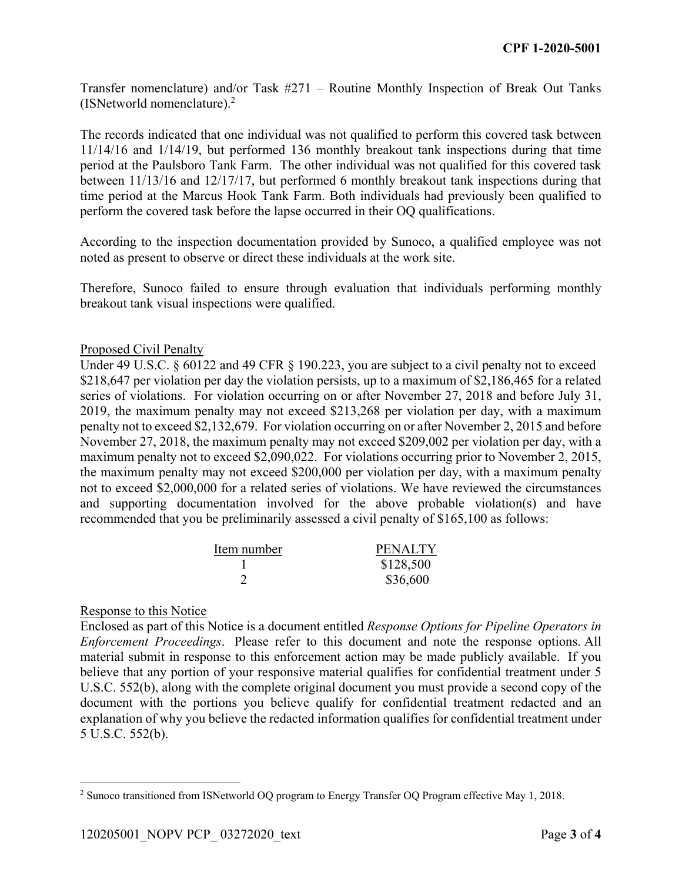Transfer nomenclature) and/or Task #271 – Routine Monthly Inspection of Break Out Tanks (ISNetworld nomenclature).[2]

The records indicated that one individual was not qualified to perform this covered task between 11/14/16 and 1/14/19, but performed 136 monthly breakout tank inspections during that time period at the Paulsboro Tank Farm. The other individual was not qualified for this covered task between 11/13/16 and 12/17/17, but performed 6 monthly breakout tank inspections during that time period at the Marcus Hook Tank Farm. Both individuals had previously been qualified to perform the covered task before the lapse occurred in their OQ qualifications.

According to the inspection documentation provided by Sunoco, a qualified employee was not noted as present to observe or direct these individuals at the work site.

Therefore, Sunoco failed to ensure through evaluation that individuals performing monthly breakout tank visual inspections were qualified.

## Proposed Civil Penalty

Under 49 U.S.C. § 60122 and 49 CFR § 190.223, you are subject to a civil penalty not to exceed $218,647 per violation per day the violation persists, up to a maximum of $2,186,465 for a related series of violations. For violation occurring on or after November 27, 2018 and before July 31, 2019, the maximum penalty may not exceed $213,268 per violation per day, with a maximum penalty not to exceed $2,132,679. For violation occurring on or after November 2, 2015 and before November 27, 2018, the maximum penalty may not exceed $209,002 per violation per day, with a maximum penalty not to exceed $2,090,022. For violations occurring prior to November 2, 2015, the maximum penalty may not exceed $200,000 per violation per day, with a maximum penalty not to exceed $2,000,000 for a related series of violations. We have reviewed the circumstances and supporting documentation involved for the above probable violation(s) and have recommended that you be preliminarily assessed a civil penalty of $165,100 as follows:

| Item number | PENALTY |
|---|---|
| 1 | $128,500 |
| 2 | $36,600 |

## Response to this Notice

Enclosed as part of this Notice is a document entitled *Response Options for Pipeline Operators in Enforcement Proceedings*. Please refer to this document and note the response options. All material submit in response to this enforcement action may be made publicly available. If you believe that any portion of your responsive material qualifies for confidential treatment under 5 U.S.C. 552(b), along with the complete original document you must provide a second copy of the document with the portions you believe qualify for confidential treatment redacted and an explanation of why you believe the redacted information qualifies for confidential treatment under 5 U.S.C. 552(b).

[2] Sunoco transitioned from ISNetworld OQ program to Energy Transfer OQ Program effective May 1, 2018.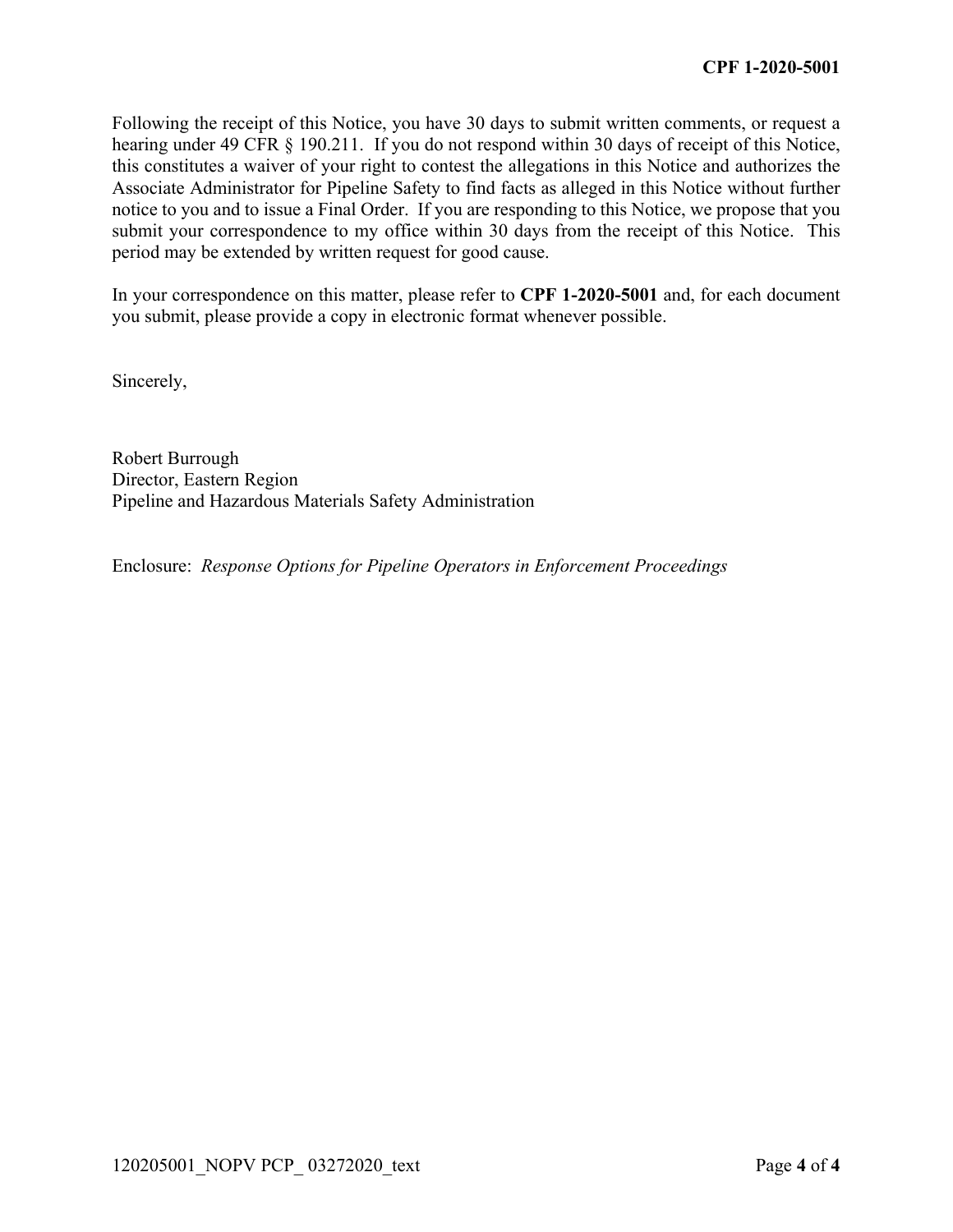Following the receipt of this Notice, you have 30 days to submit written comments, or request a hearing under 49 CFR § 190.211. If you do not respond within 30 days of receipt of this Notice, this constitutes a waiver of your right to contest the allegations in this Notice and authorizes the Associate Administrator for Pipeline Safety to find facts as alleged in this Notice without further notice to you and to issue a Final Order. If you are responding to this Notice, we propose that you submit your correspondence to my office within 30 days from the receipt of this Notice. This period may be extended by written request for good cause.

In your correspondence on this matter, please refer to **CPF 1-2020-5001** and, for each document you submit, please provide a copy in electronic format whenever possible.

Sincerely,

Robert Burrough
Director, Eastern Region
Pipeline and Hazardous Materials Safety Administration

Enclosure: *Response Options for Pipeline Operators in Enforcement Proceedings*